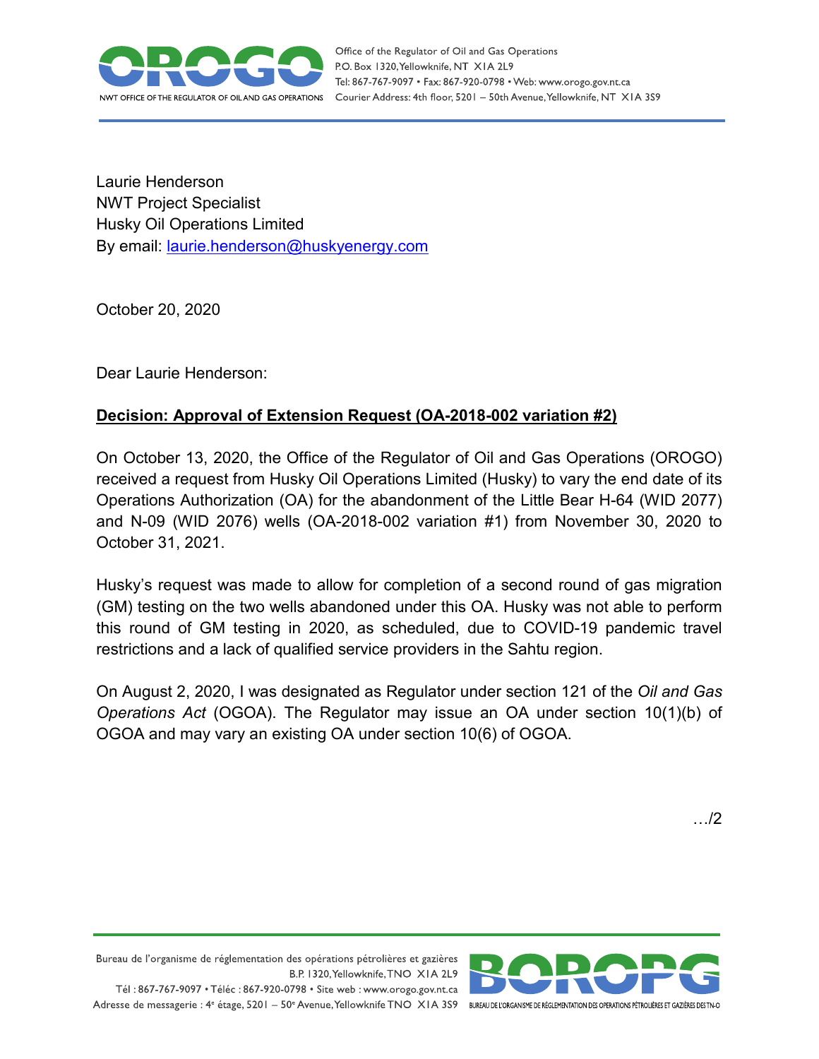Laurie Henderson
NWT Project Specialist
Husky Oil Operations Limited
By email: [laurie.henderson@huskyenergy.com](mailto:laurie.henderson@huskyenergy.com)

October 20, 2020

Dear Laurie Henderson:

**Decision: Approval of Extension Request (OA-2018-002 variation #2)**

On October 13, 2020, the Office of the Regulator of Oil and Gas Operations (OROGO) received a request from Husky Oil Operations Limited (Husky) to vary the end date of its Operations Authorization (OA) for the abandonment of the Little Bear H-64 (WID 2077) and N-09 (WID 2076) wells (OA-2018-002 variation #1) from November 30, 2020 to October 31, 2021.

Husky's request was made to allow for completion of a second round of gas migration (GM) testing on the two wells abandoned under this OA. Husky was not able to perform this round of GM testing in 2020, as scheduled, due to COVID-19 pandemic travel restrictions and a lack of qualified service providers in the Sahtu region.

On August 2, 2020, I was designated as Regulator under section 121 of the *Oil and Gas Operations Act* (OGOA). The Regulator may issue an OA under section 10(1)(b) of OGOA and may vary an existing OA under section 10(6) of OGOA.

…/2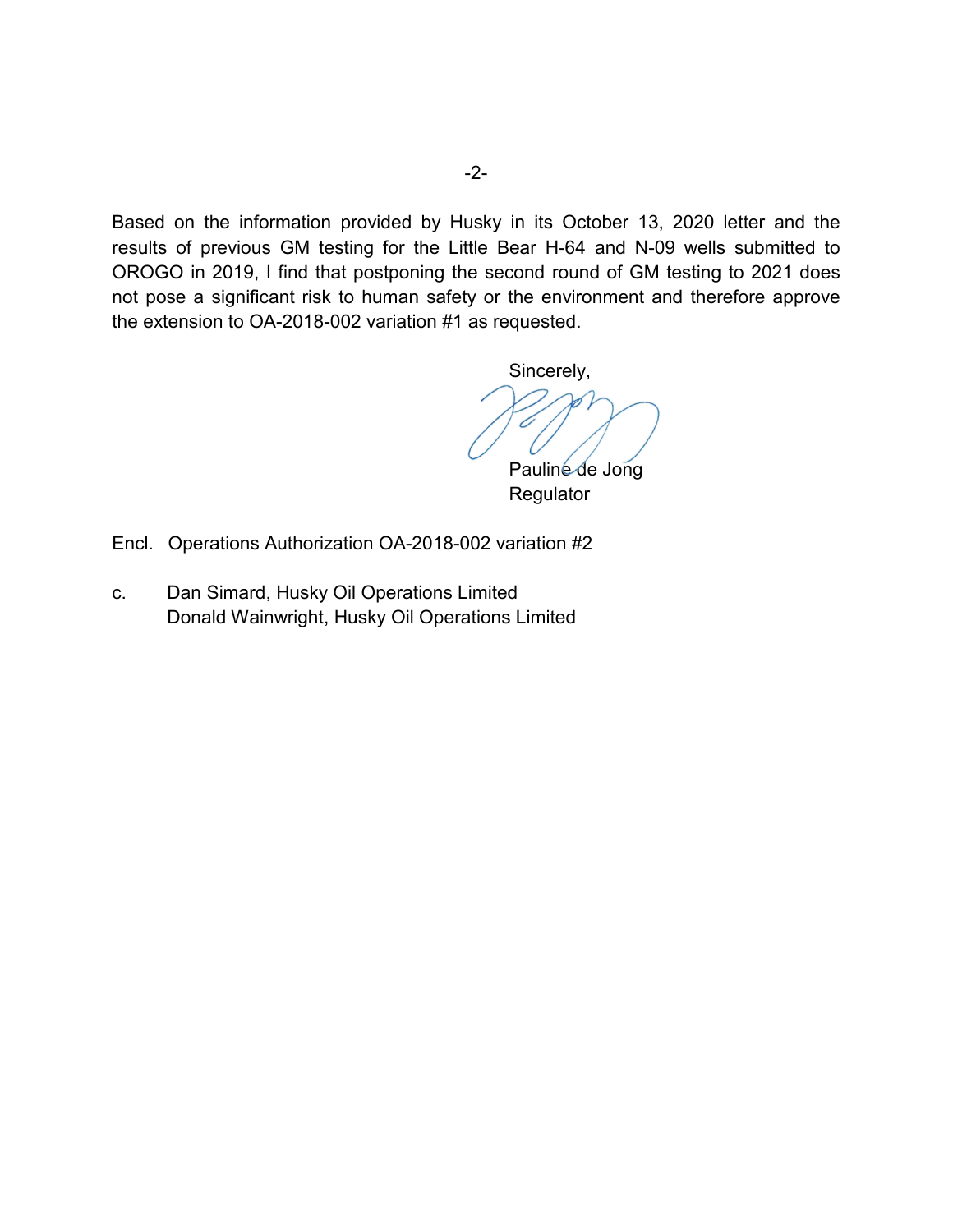Based on the information provided by Husky in its October 13, 2020 letter and the results of previous GM testing for the Little Bear H-64 and N-09 wells submitted to OROGO in 2019, I find that postponing the second round of GM testing to 2021 does not pose a significant risk to human safety or the environment and therefore approve the extension to OA-2018-002 variation #1 as requested.

Sincerely,

Pauline de Jong
Regulator

Encl. Operations Authorization OA-2018-002 variation #2

c. Dan Simard, Husky Oil Operations Limited
Donald Wainwright, Husky Oil Operations Limited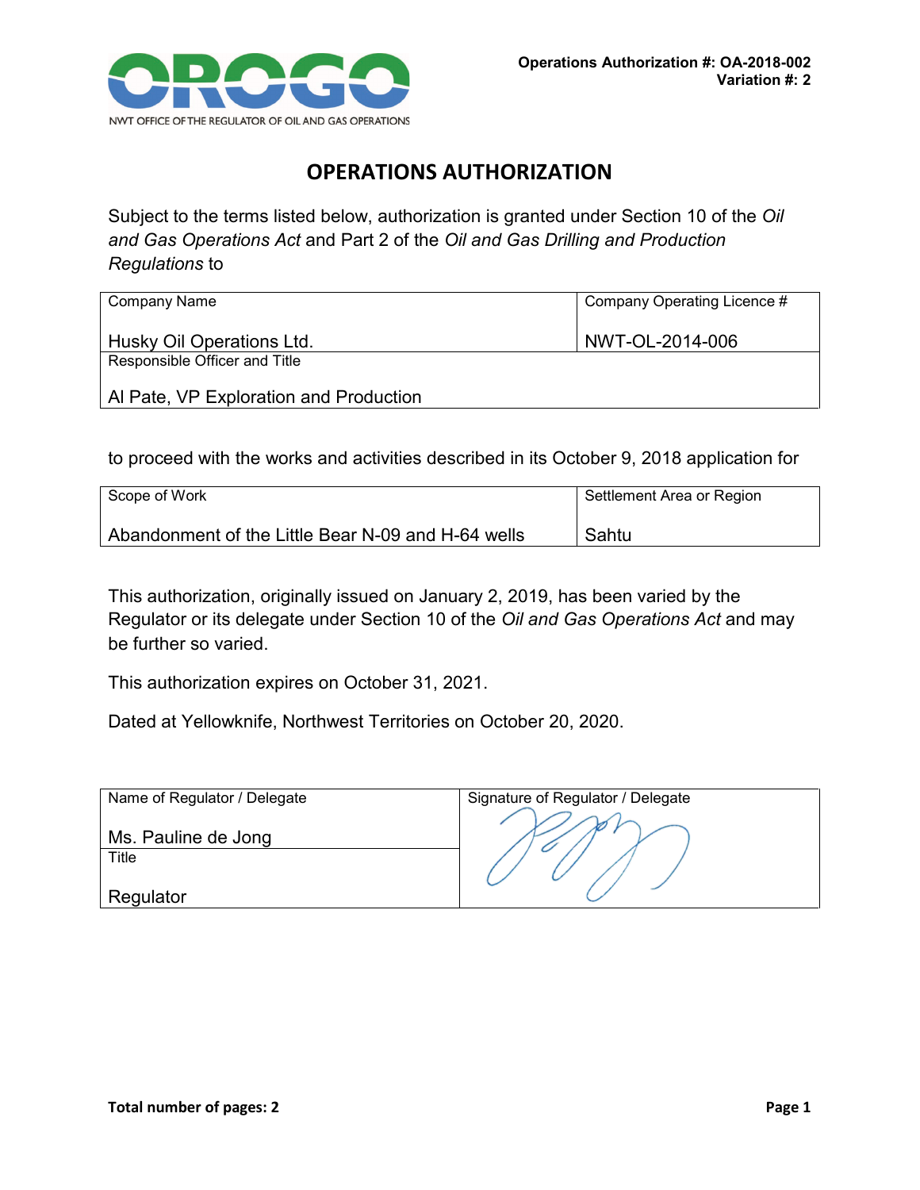Operations Authorization #: OA-2018-002
Variation #: 2

# OPERATIONS AUTHORIZATION

Subject to the terms listed below, authorization is granted under Section 10 of the *Oil and Gas Operations Act* and Part 2 of the *Oil and Gas Drilling and Production Regulations* to

| Company Name | Company Operating Licence # |
|---|---|
| Husky Oil Operations Ltd. | NWT-OL-2014-006 |
| Responsible Officer and Title | |
| Al Pate, VP Exploration and Production | |

to proceed with the works and activities described in its October 9, 2018 application for

| Scope of Work | Settlement Area or Region |
|---|---|
| Abandonment of the Little Bear N-09 and H-64 wells | Sahtu |

This authorization, originally issued on January 2, 2019, has been varied by the Regulator or its delegate under Section 10 of the *Oil and Gas Operations Act* and may be further so varied.

This authorization expires on October 31, 2021.

Dated at Yellowknife, Northwest Territories on October 20, 2020.

| Name of Regulator / Delegate | Signature of Regulator / Delegate |
|---|---|
| Ms. Pauline de Jong | |
| Title | |
| Regulator | |

Total number of pages: 2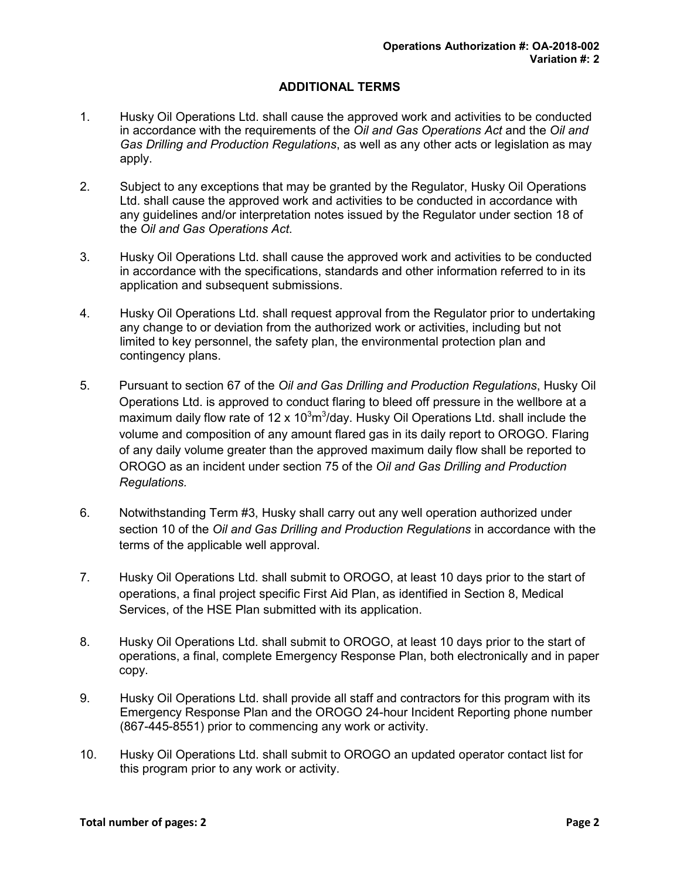**Operations Authorization #: OA-2018-002**
**Variation #: 2**

## ADDITIONAL TERMS

1. Husky Oil Operations Ltd. shall cause the approved work and activities to be conducted in accordance with the requirements of the *Oil and Gas Operations Act* and the *Oil and Gas Drilling and Production Regulations*, as well as any other acts or legislation as may apply.

2. Subject to any exceptions that may be granted by the Regulator, Husky Oil Operations Ltd. shall cause the approved work and activities to be conducted in accordance with any guidelines and/or interpretation notes issued by the Regulator under section 18 of the *Oil and Gas Operations Act*.

3. Husky Oil Operations Ltd. shall cause the approved work and activities to be conducted in accordance with the specifications, standards and other information referred to in its application and subsequent submissions.

4. Husky Oil Operations Ltd. shall request approval from the Regulator prior to undertaking any change to or deviation from the authorized work or activities, including but not limited to key personnel, the safety plan, the environmental protection plan and contingency plans.

5. Pursuant to section 67 of the *Oil and Gas Drilling and Production Regulations*, Husky Oil Operations Ltd. is approved to conduct flaring to bleed off pressure in the wellbore at a maximum daily flow rate of $12 \times 10^3 m^3$/day. Husky Oil Operations Ltd. shall include the volume and composition of any amount flared gas in its daily report to OROGO. Flaring of any daily volume greater than the approved maximum daily flow shall be reported to OROGO as an incident under section 75 of the *Oil and Gas Drilling and Production Regulations.*

6. Notwithstanding Term #3, Husky shall carry out any well operation authorized under section 10 of the *Oil and Gas Drilling and Production Regulations* in accordance with the terms of the applicable well approval.

7. Husky Oil Operations Ltd. shall submit to OROGO, at least 10 days prior to the start of operations, a final project specific First Aid Plan, as identified in Section 8, Medical Services, of the HSE Plan submitted with its application.

8. Husky Oil Operations Ltd. shall submit to OROGO, at least 10 days prior to the start of operations, a final, complete Emergency Response Plan, both electronically and in paper copy.

9. Husky Oil Operations Ltd. shall provide all staff and contractors for this program with its Emergency Response Plan and the OROGO 24-hour Incident Reporting phone number (867-445-8551) prior to commencing any work or activity.

10. Husky Oil Operations Ltd. shall submit to OROGO an updated operator contact list for this program prior to any work or activity.